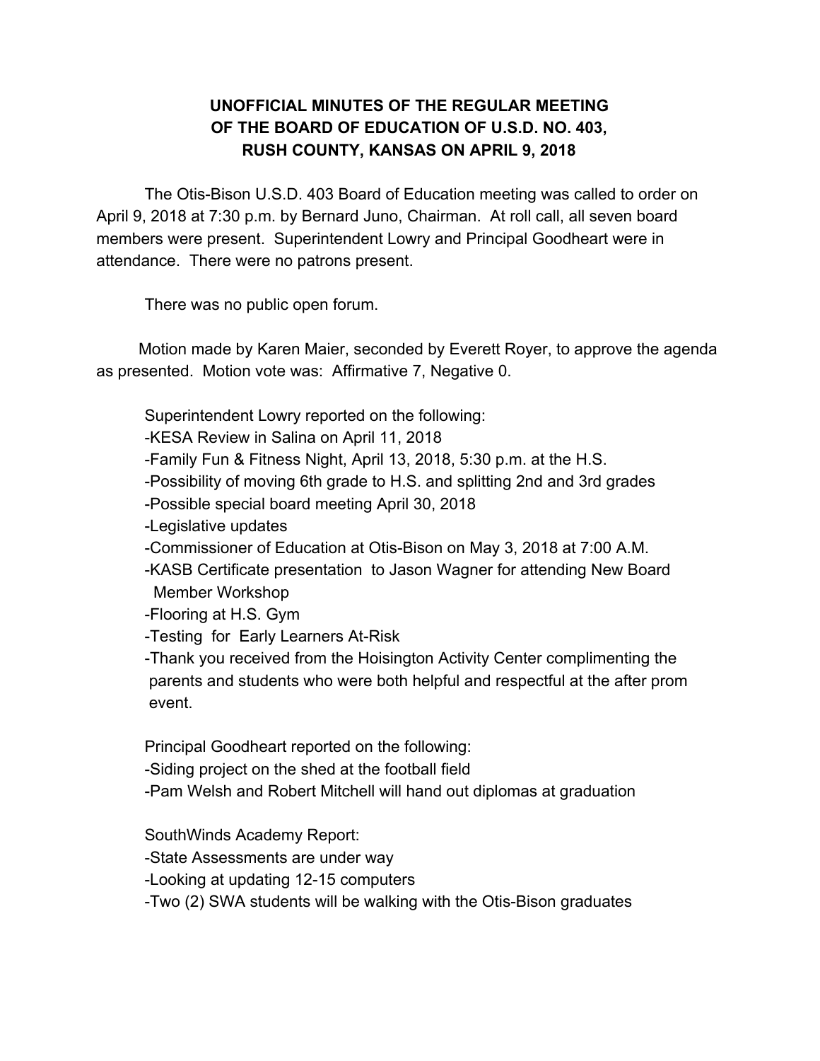**UNOFFICIAL MINUTES OF THE REGULAR MEETING OF THE BOARD OF EDUCATION OF U.S.D. NO. 403, RUSH COUNTY, KANSAS ON APRIL 9, 2018**

The Otis-Bison U.S.D. 403 Board of Education meeting was called to order on April 9, 2018 at 7:30 p.m. by Bernard Juno, Chairman. At roll call, all seven board members were present. Superintendent Lowry and Principal Goodheart were in attendance. There were no patrons present.

There was no public open forum.

Motion made by Karen Maier, seconded by Everett Royer, to approve the agenda as presented. Motion vote was: Affirmative 7, Negative 0.

Superintendent Lowry reported on the following:

- KESA Review in Salina on April 11, 2018
- Family Fun & Fitness Night, April 13, 2018, 5:30 p.m. at the H.S.
- Possibility of moving 6th grade to H.S. and splitting 2nd and 3rd grades
- Possible special board meeting April 30, 2018
- Legislative updates
- Commissioner of Education at Otis-Bison on May 3, 2018 at 7:00 A.M.
- KASB Certificate presentation to Jason Wagner for attending New Board Member Workshop
- Flooring at H.S. Gym
- Testing for Early Learners At-Risk
- Thank you received from the Hoisington Activity Center complimenting the parents and students who were both helpful and respectful at the after prom event.

Principal Goodheart reported on the following:

- Siding project on the shed at the football field
- Pam Welsh and Robert Mitchell will hand out diplomas at graduation

SouthWinds Academy Report:

- State Assessments are under way
- Looking at updating 12-15 computers
- Two (2) SWA students will be walking with the Otis-Bison graduates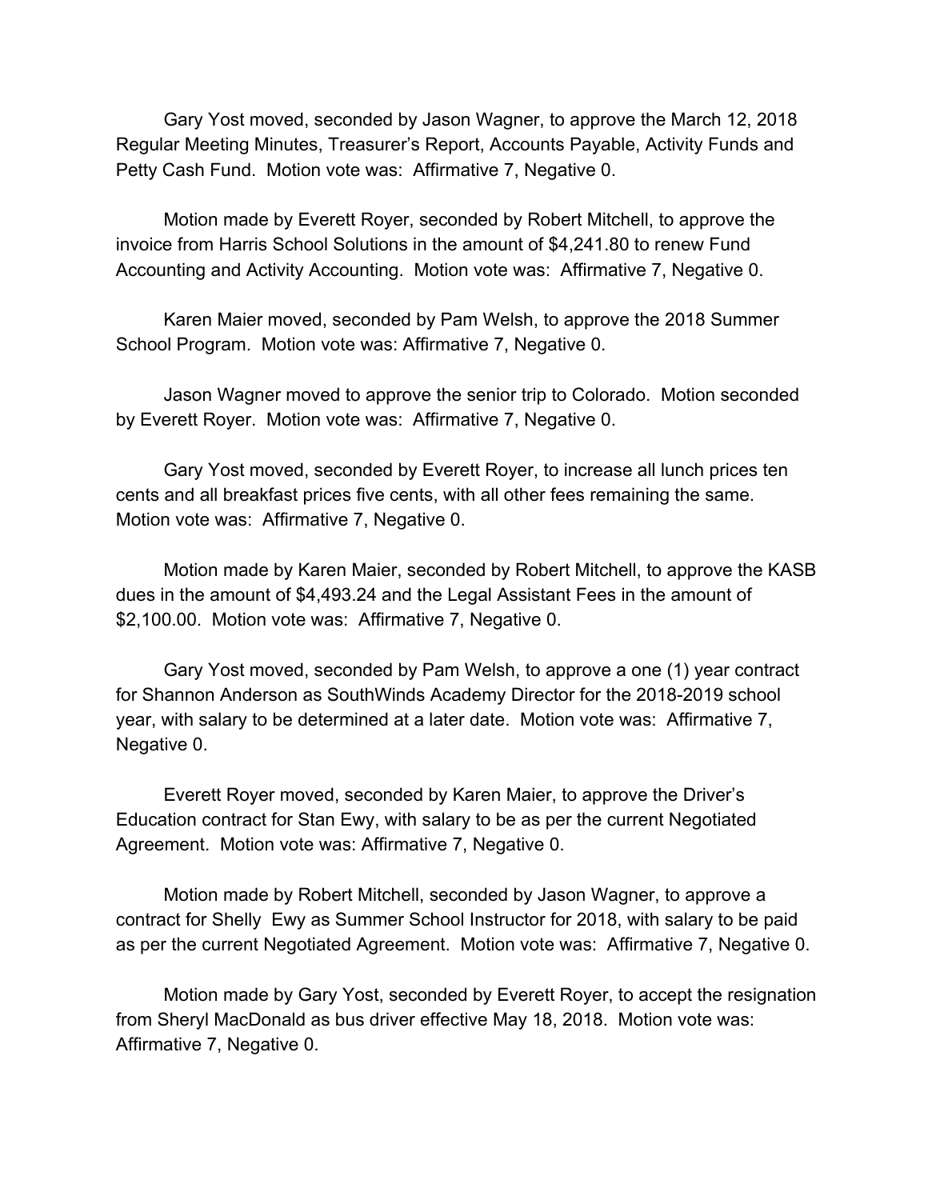Gary Yost moved, seconded by Jason Wagner, to approve the March 12, 2018 Regular Meeting Minutes, Treasurer's Report, Accounts Payable, Activity Funds and Petty Cash Fund. Motion vote was: Affirmative 7, Negative 0.

Motion made by Everett Royer, seconded by Robert Mitchell, to approve the invoice from Harris School Solutions in the amount of $4,241.80 to renew Fund Accounting and Activity Accounting. Motion vote was: Affirmative 7, Negative 0.

Karen Maier moved, seconded by Pam Welsh, to approve the 2018 Summer School Program. Motion vote was: Affirmative 7, Negative 0.

Jason Wagner moved to approve the senior trip to Colorado. Motion seconded by Everett Royer. Motion vote was: Affirmative 7, Negative 0.

Gary Yost moved, seconded by Everett Royer, to increase all lunch prices ten cents and all breakfast prices five cents, with all other fees remaining the same. Motion vote was: Affirmative 7, Negative 0.

Motion made by Karen Maier, seconded by Robert Mitchell, to approve the KASB dues in the amount of $4,493.24 and the Legal Assistant Fees in the amount of $2,100.00. Motion vote was: Affirmative 7, Negative 0.

Gary Yost moved, seconded by Pam Welsh, to approve a one (1) year contract for Shannon Anderson as SouthWinds Academy Director for the 2018-2019 school year, with salary to be determined at a later date. Motion vote was: Affirmative 7, Negative 0.

Everett Royer moved, seconded by Karen Maier, to approve the Driver's Education contract for Stan Ewy, with salary to be as per the current Negotiated Agreement. Motion vote was: Affirmative 7, Negative 0.

Motion made by Robert Mitchell, seconded by Jason Wagner, to approve a contract for Shelly Ewy as Summer School Instructor for 2018, with salary to be paid as per the current Negotiated Agreement. Motion vote was: Affirmative 7, Negative 0.

Motion made by Gary Yost, seconded by Everett Royer, to accept the resignation from Sheryl MacDonald as bus driver effective May 18, 2018. Motion vote was: Affirmative 7, Negative 0.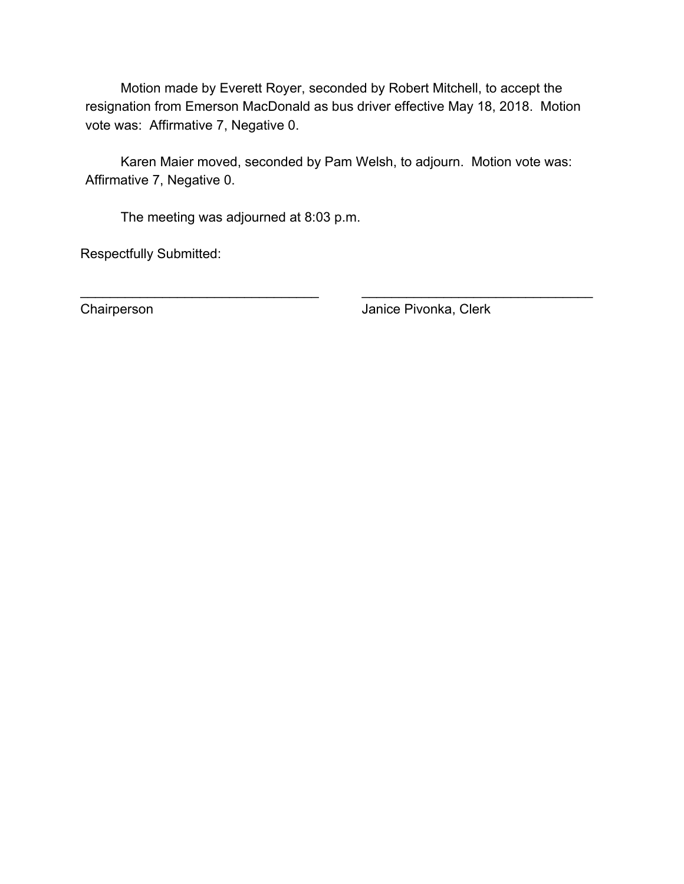Motion made by Everett Royer, seconded by Robert Mitchell, to accept the resignation from Emerson MacDonald as bus driver effective May 18, 2018. Motion vote was: Affirmative 7, Negative 0.

Karen Maier moved, seconded by Pam Welsh, to adjourn. Motion vote was: Affirmative 7, Negative 0.

The meeting was adjourned at 8:03 p.m.

Respectfully Submitted:

| | |
|---|---|
| ________________________________ | ________________________________ |
| Chairperson | Janice Pivonka, Clerk |